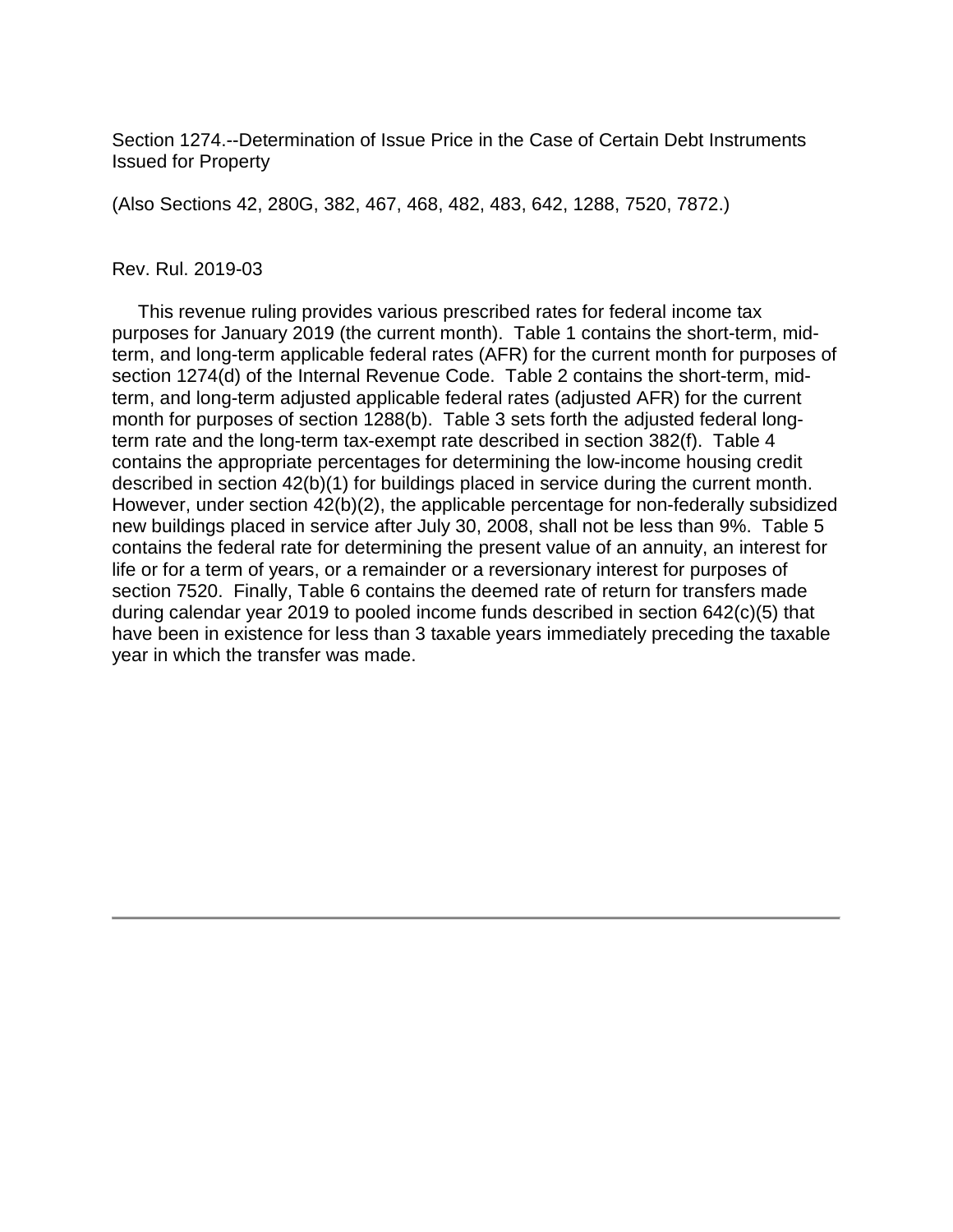Section 1274.--Determination of Issue Price in the Case of Certain Debt Instruments Issued for Property

(Also Sections 42, 280G, 382, 467, 468, 482, 483, 642, 1288, 7520, 7872.)

Rev. Rul. 2019-03

This revenue ruling provides various prescribed rates for federal income tax purposes for January 2019 (the current month). Table 1 contains the short-term, mid-term, and long-term applicable federal rates (AFR) for the current month for purposes of section 1274(d) of the Internal Revenue Code. Table 2 contains the short-term, mid-term, and long-term adjusted applicable federal rates (adjusted AFR) for the current month for purposes of section 1288(b). Table 3 sets forth the adjusted federal long-term rate and the long-term tax-exempt rate described in section 382(f). Table 4 contains the appropriate percentages for determining the low-income housing credit described in section 42(b)(1) for buildings placed in service during the current month. However, under section 42(b)(2), the applicable percentage for non-federally subsidized new buildings placed in service after July 30, 2008, shall not be less than 9%. Table 5 contains the federal rate for determining the present value of an annuity, an interest for life or for a term of years, or a remainder or a reversionary interest for purposes of section 7520. Finally, Table 6 contains the deemed rate of return for transfers made during calendar year 2019 to pooled income funds described in section 642(c)(5) that have been in existence for less than 3 taxable years immediately preceding the taxable year in which the transfer was made.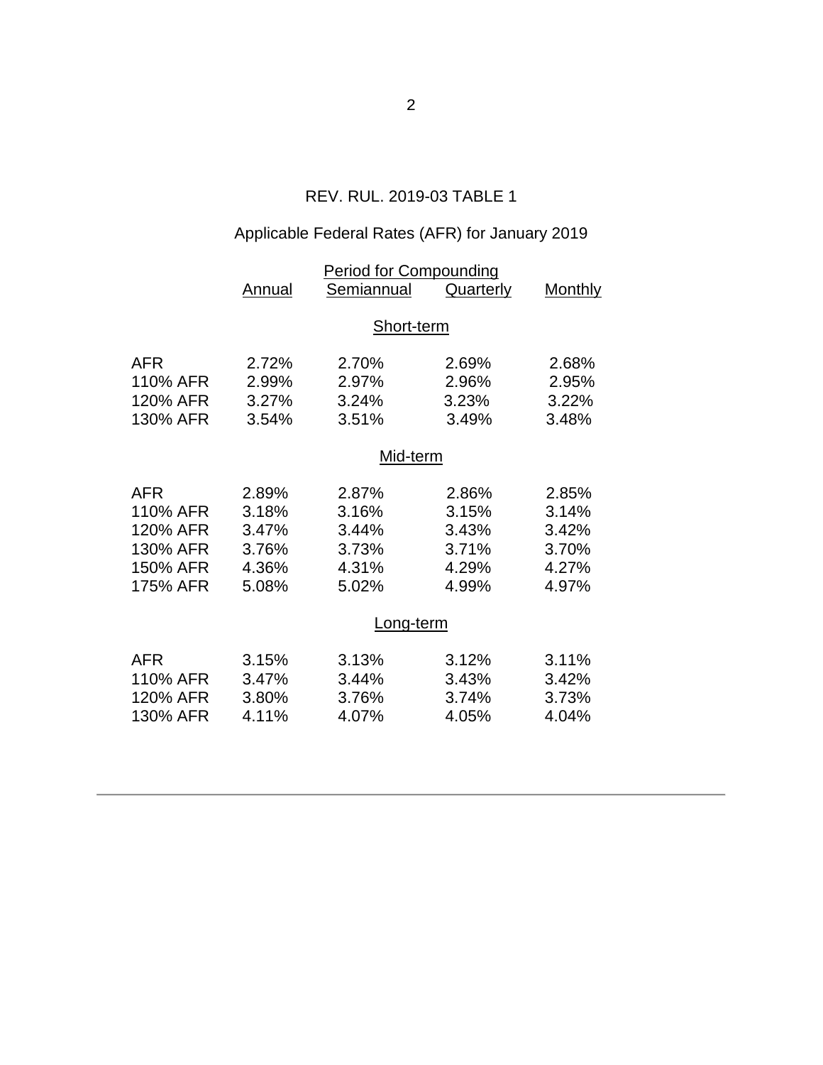REV. RUL. 2019-03 TABLE 1

Applicable Federal Rates (AFR) for January 2019

| | Period for Compounding | | | |
|---|---|---|---|---|
| | Annual | Semiannual | Quarterly | Monthly |
| | | Short-term | | |
| AFR | 2.72% | 2.70% | 2.69% | 2.68% |
| 110% AFR | 2.99% | 2.97% | 2.96% | 2.95% |
| 120% AFR | 3.27% | 3.24% | 3.23% | 3.22% |
| 130% AFR | 3.54% | 3.51% | 3.49% | 3.48% |
| | | Mid-term | | |
| AFR | 2.89% | 2.87% | 2.86% | 2.85% |
| 110% AFR | 3.18% | 3.16% | 3.15% | 3.14% |
| 120% AFR | 3.47% | 3.44% | 3.43% | 3.42% |
| 130% AFR | 3.76% | 3.73% | 3.71% | 3.70% |
| 150% AFR | 4.36% | 4.31% | 4.29% | 4.27% |
| 175% AFR | 5.08% | 5.02% | 4.99% | 4.97% |
| | | Long-term | | |
| AFR | 3.15% | 3.13% | 3.12% | 3.11% |
| 110% AFR | 3.47% | 3.44% | 3.43% | 3.42% |
| 120% AFR | 3.80% | 3.76% | 3.74% | 3.73% |
| 130% AFR | 4.11% | 4.07% | 4.05% | 4.04% |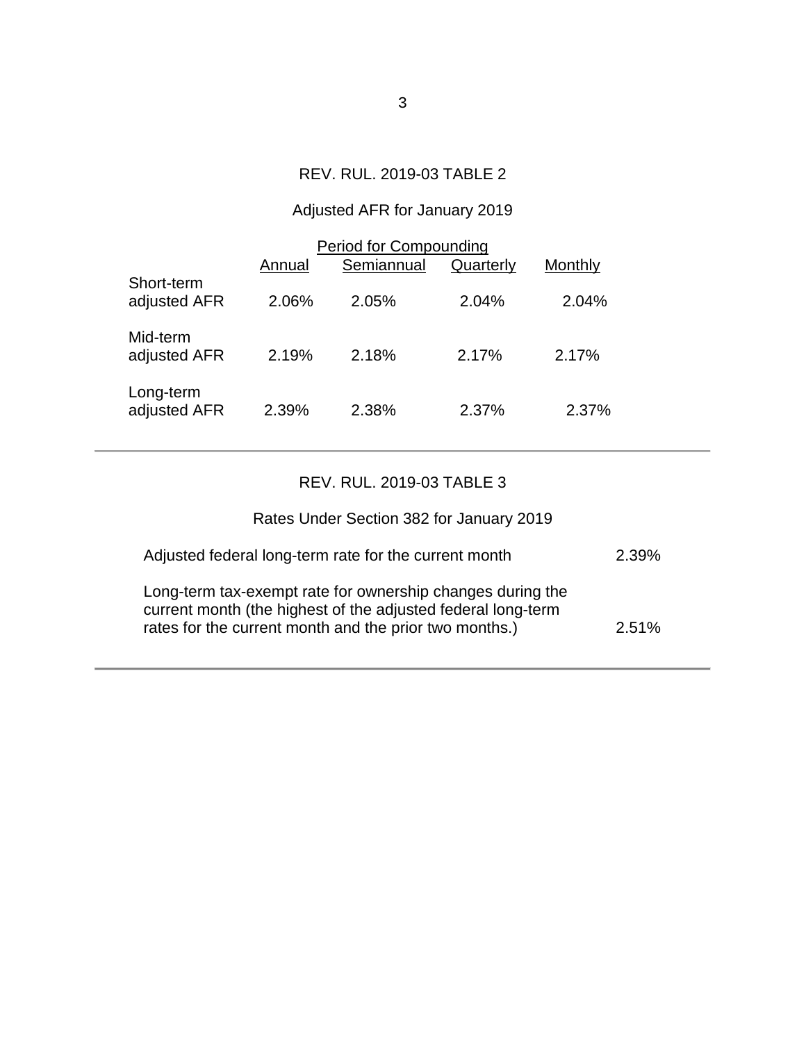## REV. RUL. 2019-03 TABLE 2

### Adjusted AFR for January 2019

| | Period for Compounding | | | |
|---|---|---|---|---|
| | Annual | Semiannual | Quarterly | Monthly |
| Short-term adjusted AFR | 2.06% | 2.05% | 2.04% | 2.04% |
| Mid-term adjusted AFR | 2.19% | 2.18% | 2.17% | 2.17% |
| Long-term adjusted AFR | 2.39% | 2.38% | 2.37% | 2.37% |

---

## REV. RUL. 2019-03 TABLE 3

### Rates Under Section 382 for January 2019

| | |
|---|---|
| Adjusted federal long-term rate for the current month | 2.39% |
| Long-term tax-exempt rate for ownership changes during the current month (the highest of the adjusted federal long-term rates for the current month and the prior two months.) | 2.51% |

---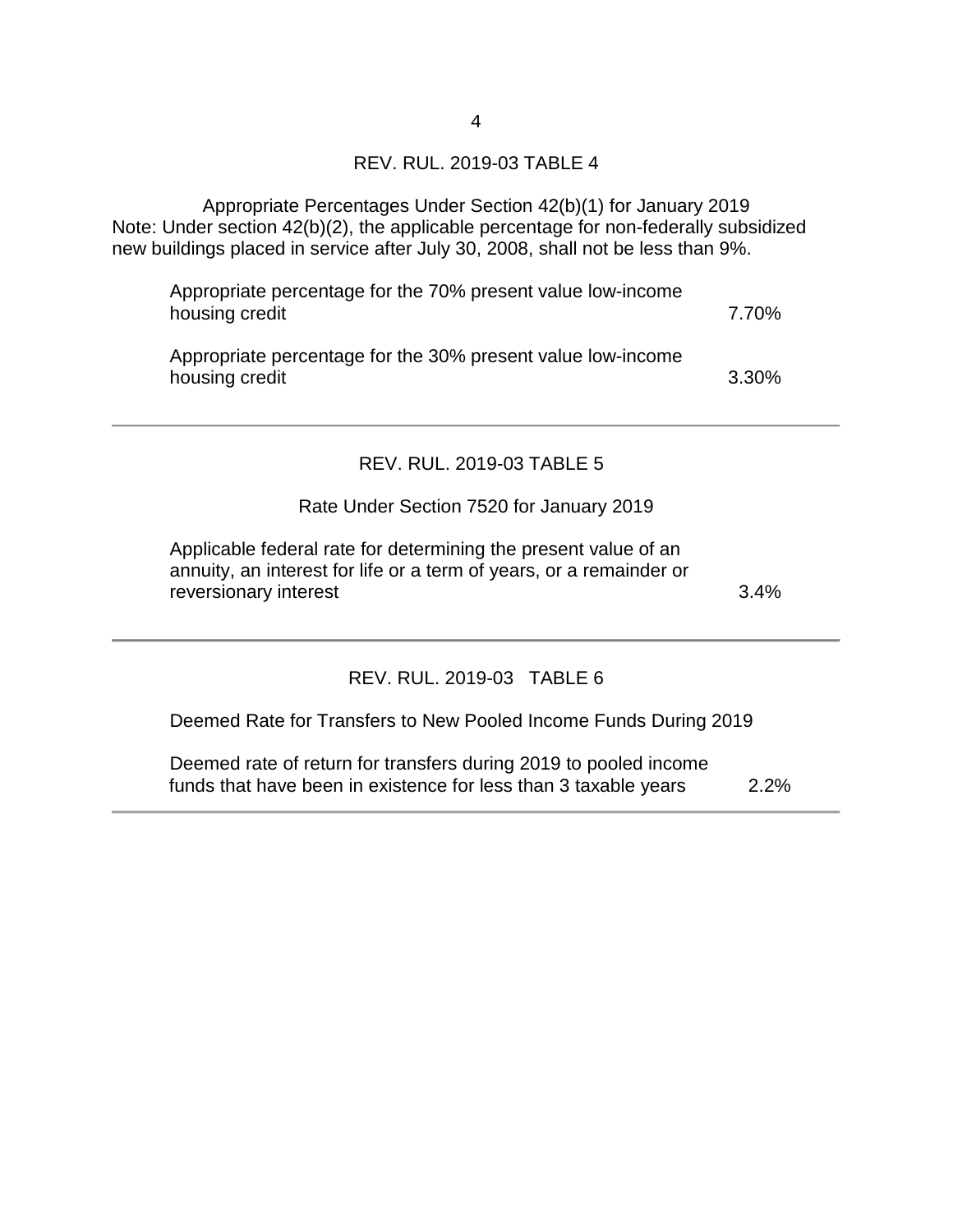## REV. RUL. 2019-03 TABLE 4

Appropriate Percentages Under Section 42(b)(1) for January 2019

Note: Under section 42(b)(2), the applicable percentage for non-federally subsidized new buildings placed in service after July 30, 2008, shall not be less than 9%.

| | |
|---|---|
| Appropriate percentage for the 70% present value low-income housing credit | 7.70% |
| Appropriate percentage for the 30% present value low-income housing credit | 3.30% |

## REV. RUL. 2019-03 TABLE 5

Rate Under Section 7520 for January 2019

| | |
|---|---|
| Applicable federal rate for determining the present value of an annuity, an interest for life or a term of years, or a remainder or reversionary interest | 3.4% |

## REV. RUL. 2019-03 TABLE 6

Deemed Rate for Transfers to New Pooled Income Funds During 2019

| | |
|---|---|
| Deemed rate of return for transfers during 2019 to pooled income funds that have been in existence for less than 3 taxable years | 2.2% |